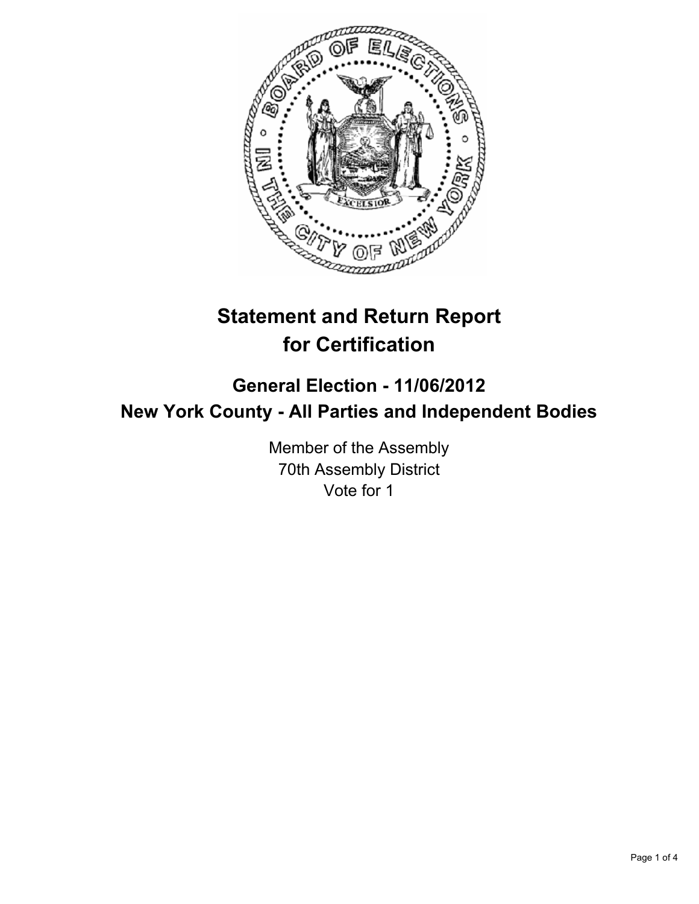# Statement and Return Report for Certification

## General Election - 11/06/2012
## New York County - All Parties and Independent Bodies

Member of the Assembly
70th Assembly District
Vote for 1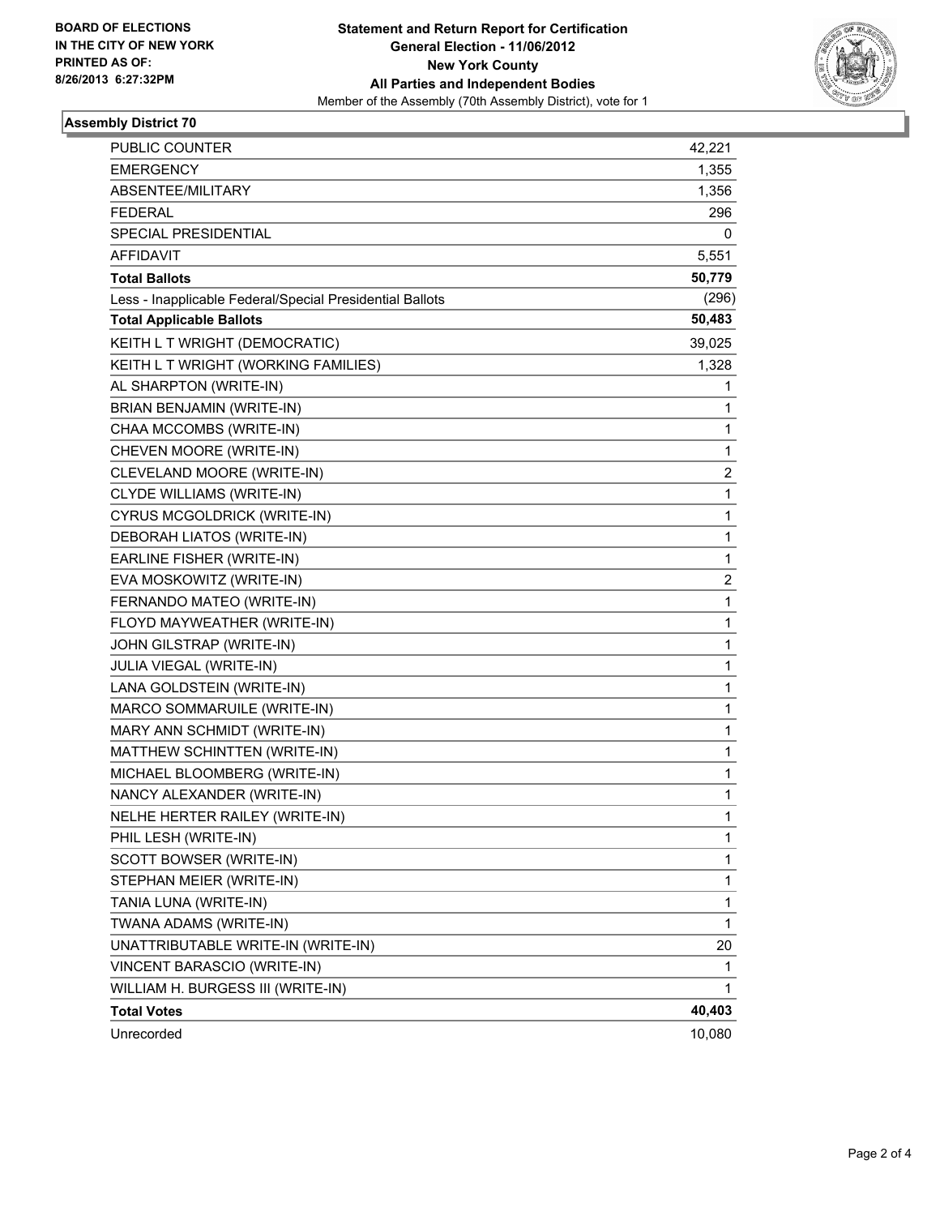**BOARD OF ELECTIONS IN THE CITY OF NEW YORK PRINTED AS OF: 8/26/2013 6:27:32PM**

**Statement and Return Report for Certification General Election - 11/06/2012 New York County All Parties and Independent Bodies**
Member of the Assembly (70th Assembly District), vote for 1

## Assembly District 70

| | |
|---|---|
| PUBLIC COUNTER | 42,221 |
| EMERGENCY | 1,355 |
| ABSENTEE/MILITARY | 1,356 |
| FEDERAL | 296 |
| SPECIAL PRESIDENTIAL | 0 |
| AFFIDAVIT | 5,551 |
| **Total Ballots** | **50,779** |
| Less - Inapplicable Federal/Special Presidential Ballots | (296) |
| **Total Applicable Ballots** | **50,483** |
| KEITH L T WRIGHT (DEMOCRATIC) | 39,025 |
| KEITH L T WRIGHT (WORKING FAMILIES) | 1,328 |
| AL SHARPTON (WRITE-IN) | 1 |
| BRIAN BENJAMIN (WRITE-IN) | 1 |
| CHAA MCCOMBS (WRITE-IN) | 1 |
| CHEVEN MOORE (WRITE-IN) | 1 |
| CLEVELAND MOORE (WRITE-IN) | 2 |
| CLYDE WILLIAMS (WRITE-IN) | 1 |
| CYRUS MCGOLDRICK (WRITE-IN) | 1 |
| DEBORAH LIATOS (WRITE-IN) | 1 |
| EARLINE FISHER (WRITE-IN) | 1 |
| EVA MOSKOWITZ (WRITE-IN) | 2 |
| FERNANDO MATEO (WRITE-IN) | 1 |
| FLOYD MAYWEATHER (WRITE-IN) | 1 |
| JOHN GILSTRAP (WRITE-IN) | 1 |
| JULIA VIEGAL (WRITE-IN) | 1 |
| LANA GOLDSTEIN (WRITE-IN) | 1 |
| MARCO SOMMARUILE (WRITE-IN) | 1 |
| MARY ANN SCHMIDT (WRITE-IN) | 1 |
| MATTHEW SCHINTTEN (WRITE-IN) | 1 |
| MICHAEL BLOOMBERG (WRITE-IN) | 1 |
| NANCY ALEXANDER (WRITE-IN) | 1 |
| NELHE HERTER RAILEY (WRITE-IN) | 1 |
| PHIL LESH (WRITE-IN) | 1 |
| SCOTT BOWSER (WRITE-IN) | 1 |
| STEPHAN MEIER (WRITE-IN) | 1 |
| TANIA LUNA (WRITE-IN) | 1 |
| TWANA ADAMS (WRITE-IN) | 1 |
| UNATTRIBUTABLE WRITE-IN (WRITE-IN) | 20 |
| VINCENT BARASCIO (WRITE-IN) | 1 |
| WILLIAM H. BURGESS III (WRITE-IN) | 1 |
| **Total Votes** | **40,403** |
| Unrecorded | 10,080 |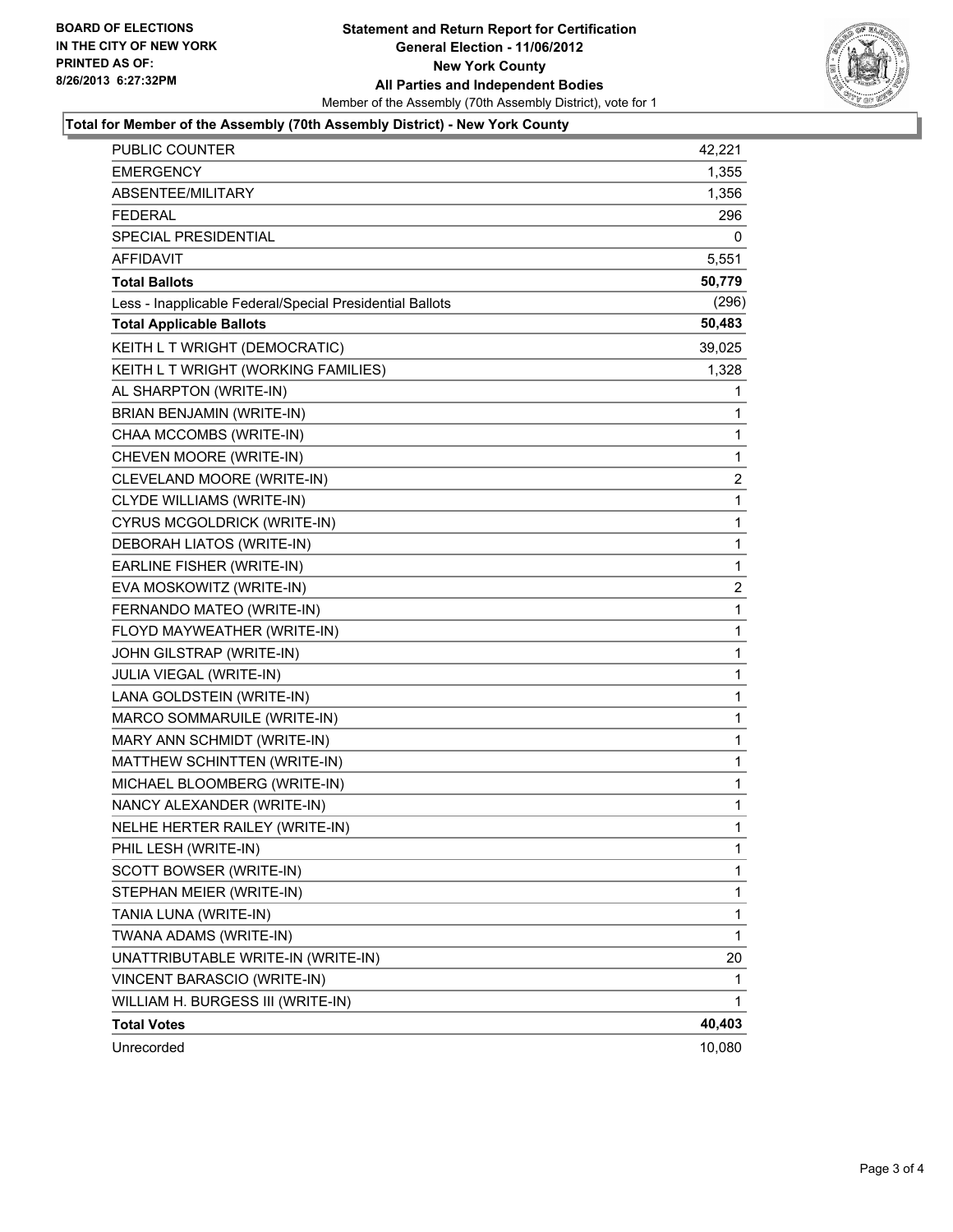BOARD OF ELECTIONS
IN THE CITY OF NEW YORK
PRINTED AS OF:
8/26/2013 6:27:32PM

**Statement and Return Report for Certification**
**General Election - 11/06/2012**
**New York County**
**All Parties and Independent Bodies**
Member of the Assembly (70th Assembly District), vote for 1

**Total for Member of the Assembly (70th Assembly District) - New York County**

| | |
|---|---|
| PUBLIC COUNTER | 42,221 |
| EMERGENCY | 1,355 |
| ABSENTEE/MILITARY | 1,356 |
| FEDERAL | 296 |
| SPECIAL PRESIDENTIAL | 0 |
| AFFIDAVIT | 5,551 |
| **Total Ballots** | **50,779** |
| Less - Inapplicable Federal/Special Presidential Ballots | (296) |
| **Total Applicable Ballots** | **50,483** |
| KEITH L T WRIGHT (DEMOCRATIC) | 39,025 |
| KEITH L T WRIGHT (WORKING FAMILIES) | 1,328 |
| AL SHARPTON (WRITE-IN) | 1 |
| BRIAN BENJAMIN (WRITE-IN) | 1 |
| CHAA MCCOMBS (WRITE-IN) | 1 |
| CHEVEN MOORE (WRITE-IN) | 1 |
| CLEVELAND MOORE (WRITE-IN) | 2 |
| CLYDE WILLIAMS (WRITE-IN) | 1 |
| CYRUS MCGOLDRICK (WRITE-IN) | 1 |
| DEBORAH LIATOS (WRITE-IN) | 1 |
| EARLINE FISHER (WRITE-IN) | 1 |
| EVA MOSKOWITZ (WRITE-IN) | 2 |
| FERNANDO MATEO (WRITE-IN) | 1 |
| FLOYD MAYWEATHER (WRITE-IN) | 1 |
| JOHN GILSTRAP (WRITE-IN) | 1 |
| JULIA VIEGAL (WRITE-IN) | 1 |
| LANA GOLDSTEIN (WRITE-IN) | 1 |
| MARCO SOMMARUILE (WRITE-IN) | 1 |
| MARY ANN SCHMIDT (WRITE-IN) | 1 |
| MATTHEW SCHINTTEN (WRITE-IN) | 1 |
| MICHAEL BLOOMBERG (WRITE-IN) | 1 |
| NANCY ALEXANDER (WRITE-IN) | 1 |
| NELHE HERTER RAILEY (WRITE-IN) | 1 |
| PHIL LESH (WRITE-IN) | 1 |
| SCOTT BOWSER (WRITE-IN) | 1 |
| STEPHAN MEIER (WRITE-IN) | 1 |
| TANIA LUNA (WRITE-IN) | 1 |
| TWANA ADAMS (WRITE-IN) | 1 |
| UNATTRIBUTABLE WRITE-IN (WRITE-IN) | 20 |
| VINCENT BARASCIO (WRITE-IN) | 1 |
| WILLIAM H. BURGESS III (WRITE-IN) | 1 |
| **Total Votes** | **40,403** |
| Unrecorded | 10,080 |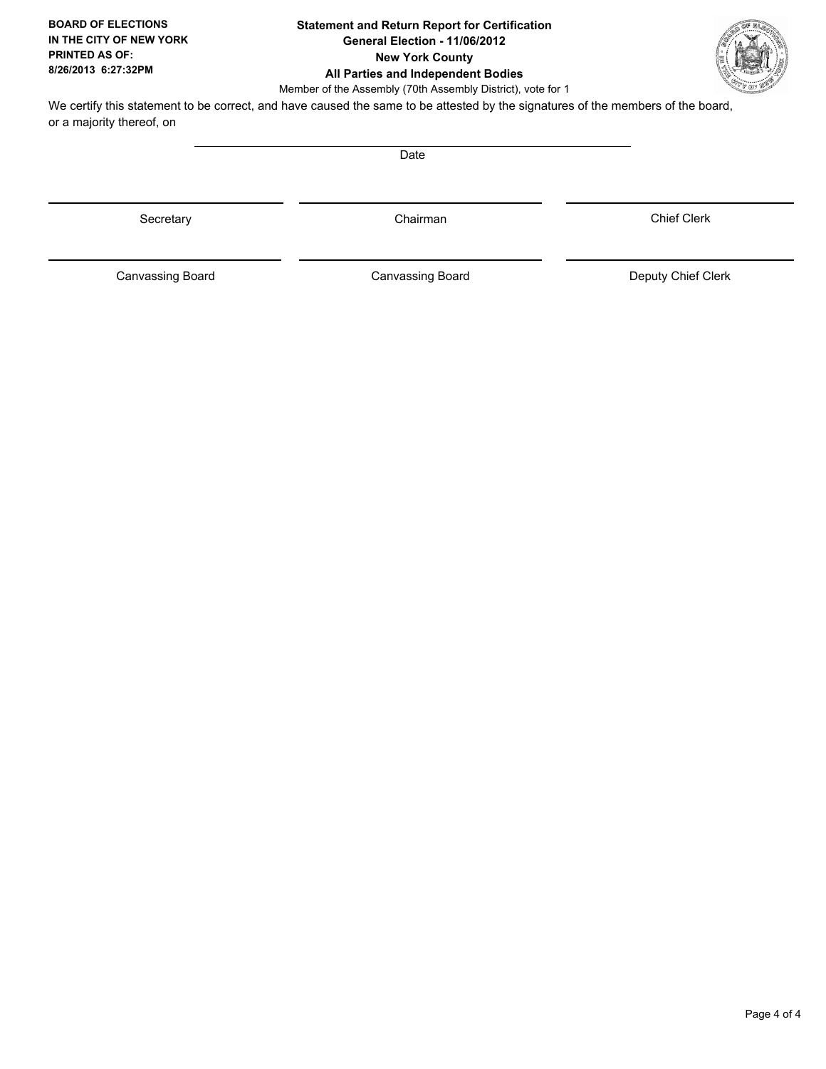**BOARD OF ELECTIONS**
**IN THE CITY OF NEW YORK**
**PRINTED AS OF:**
**8/26/2013 6:27:32PM**

**Statement and Return Report for Certification**
**General Election - 11/06/2012**
**New York County**
**All Parties and Independent Bodies**
Member of the Assembly (70th Assembly District), vote for 1

We certify this statement to be correct, and have caused the same to be attested by the signatures of the members of the board, or a majority thereof, on

\_\_\_\_\_\_\_\_\_\_\_\_\_\_\_\_\_\_\_\_\_\_\_\_\_\_\_\_\_\_\_\_\_\_\_\_\_\_\_\_
Date

| | | |
|---|---|---|
| Secretary | Chairman | Chief Clerk |
| Canvassing Board | Canvassing Board | Deputy Chief Clerk |